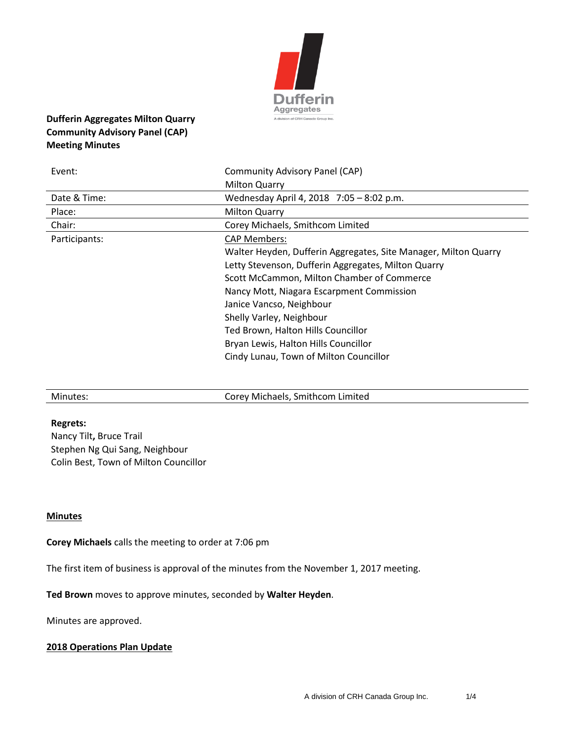**Dufferin Aggregates Milton Quarry**
**Community Advisory Panel (CAP)**
**Meeting Minutes**

| | |
|---|---|
| Event: | Community Advisory Panel (CAP) Milton Quarry |
| Date & Time: | Wednesday April 4, 2018 7:05 – 8:02 p.m. |
| Place: | Milton Quarry |
| Chair: | Corey Michaels, Smithcom Limited |
| Participants: | CAP Members:<br>Walter Heyden, Dufferin Aggregates, Site Manager, Milton Quarry<br>Letty Stevenson, Dufferin Aggregates, Milton Quarry<br>Scott McCammon, Milton Chamber of Commerce<br>Nancy Mott, Niagara Escarpment Commission<br>Janice Vancso, Neighbour<br>Shelly Varley, Neighbour<br>Ted Brown, Halton Hills Councillor<br>Bryan Lewis, Halton Hills Councillor<br>Cindy Lunau, Town of Milton Councillor |
| Minutes: | Corey Michaels, Smithcom Limited |

**Regrets:**
Nancy Tilt**,** Bruce Trail
Stephen Ng Qui Sang, Neighbour
Colin Best, Town of Milton Councillor

## Minutes

**Corey Michaels** calls the meeting to order at 7:06 pm

The first item of business is approval of the minutes from the November 1, 2017 meeting.

**Ted Brown** moves to approve minutes, seconded by **Walter Heyden**.

Minutes are approved.

## 2018 Operations Plan Update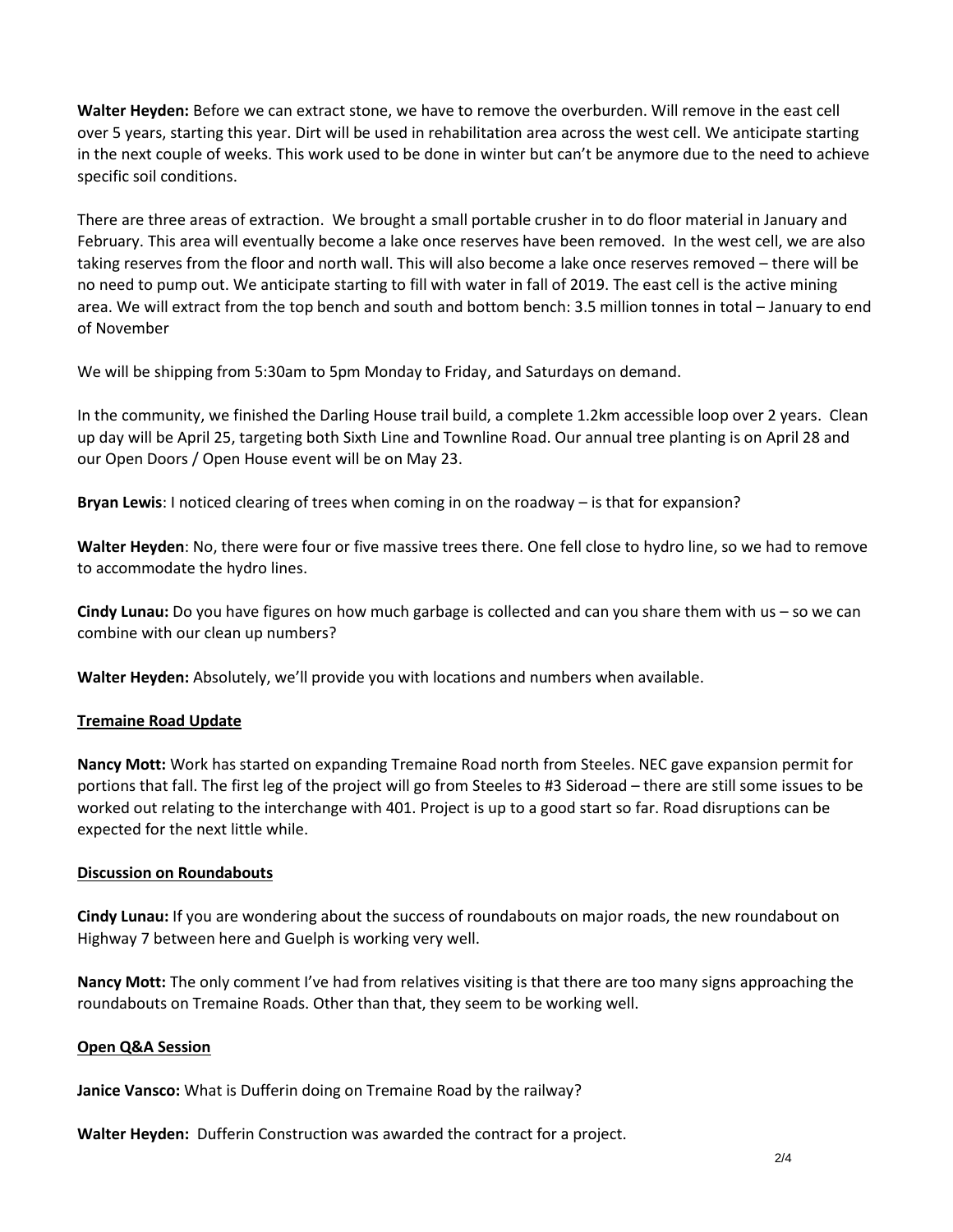**Walter Heyden:** Before we can extract stone, we have to remove the overburden. Will remove in the east cell over 5 years, starting this year. Dirt will be used in rehabilitation area across the west cell. We anticipate starting in the next couple of weeks. This work used to be done in winter but can't be anymore due to the need to achieve specific soil conditions.

There are three areas of extraction. We brought a small portable crusher in to do floor material in January and February. This area will eventually become a lake once reserves have been removed. In the west cell, we are also taking reserves from the floor and north wall. This will also become a lake once reserves removed – there will be no need to pump out. We anticipate starting to fill with water in fall of 2019. The east cell is the active mining area. We will extract from the top bench and south and bottom bench: 3.5 million tonnes in total – January to end of November

We will be shipping from 5:30am to 5pm Monday to Friday, and Saturdays on demand.

In the community, we finished the Darling House trail build, a complete 1.2km accessible loop over 2 years. Clean up day will be April 25, targeting both Sixth Line and Townline Road. Our annual tree planting is on April 28 and our Open Doors / Open House event will be on May 23.

**Bryan Lewis**: I noticed clearing of trees when coming in on the roadway – is that for expansion?

**Walter Heyden**: No, there were four or five massive trees there. One fell close to hydro line, so we had to remove to accommodate the hydro lines.

**Cindy Lunau:** Do you have figures on how much garbage is collected and can you share them with us – so we can combine with our clean up numbers?

**Walter Heyden:** Absolutely, we'll provide you with locations and numbers when available.

## Tremaine Road Update

**Nancy Mott:** Work has started on expanding Tremaine Road north from Steeles. NEC gave expansion permit for portions that fall. The first leg of the project will go from Steeles to #3 Sideroad – there are still some issues to be worked out relating to the interchange with 401. Project is up to a good start so far. Road disruptions can be expected for the next little while.

## Discussion on Roundabouts

**Cindy Lunau:** If you are wondering about the success of roundabouts on major roads, the new roundabout on Highway 7 between here and Guelph is working very well.

**Nancy Mott:** The only comment I've had from relatives visiting is that there are too many signs approaching the roundabouts on Tremaine Roads. Other than that, they seem to be working well.

## Open Q&A Session

**Janice Vansco:** What is Dufferin doing on Tremaine Road by the railway?

**Walter Heyden:** Dufferin Construction was awarded the contract for a project.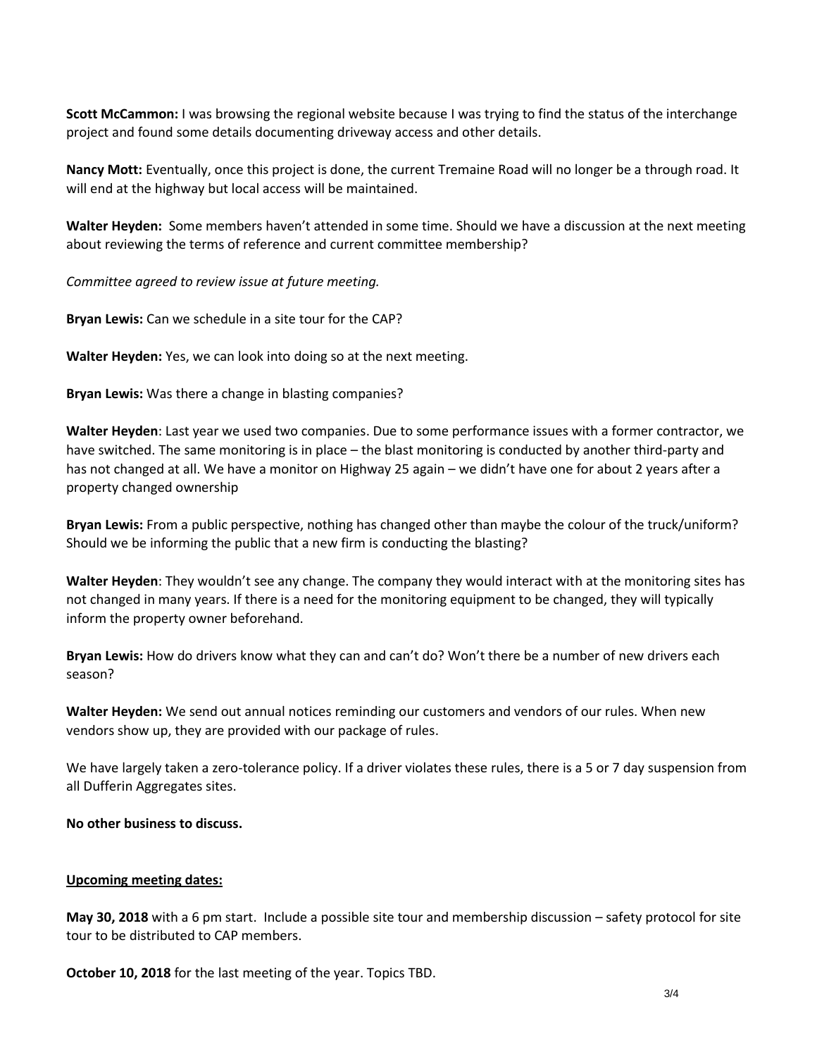**Scott McCammon:** I was browsing the regional website because I was trying to find the status of the interchange project and found some details documenting driveway access and other details.

**Nancy Mott:** Eventually, once this project is done, the current Tremaine Road will no longer be a through road. It will end at the highway but local access will be maintained.

**Walter Heyden:** Some members haven't attended in some time. Should we have a discussion at the next meeting about reviewing the terms of reference and current committee membership?

*Committee agreed to review issue at future meeting.*

**Bryan Lewis:** Can we schedule in a site tour for the CAP?

**Walter Heyden:** Yes, we can look into doing so at the next meeting.

**Bryan Lewis:** Was there a change in blasting companies?

**Walter Heyden**: Last year we used two companies. Due to some performance issues with a former contractor, we have switched. The same monitoring is in place – the blast monitoring is conducted by another third-party and has not changed at all. We have a monitor on Highway 25 again – we didn't have one for about 2 years after a property changed ownership

**Bryan Lewis:** From a public perspective, nothing has changed other than maybe the colour of the truck/uniform? Should we be informing the public that a new firm is conducting the blasting?

**Walter Heyden**: They wouldn't see any change. The company they would interact with at the monitoring sites has not changed in many years. If there is a need for the monitoring equipment to be changed, they will typically inform the property owner beforehand.

**Bryan Lewis:** How do drivers know what they can and can't do? Won't there be a number of new drivers each season?

**Walter Heyden:** We send out annual notices reminding our customers and vendors of our rules. When new vendors show up, they are provided with our package of rules.

We have largely taken a zero-tolerance policy. If a driver violates these rules, there is a 5 or 7 day suspension from all Dufferin Aggregates sites.

**No other business to discuss.**

**Upcoming meeting dates:**

**May 30, 2018** with a 6 pm start. Include a possible site tour and membership discussion – safety protocol for site tour to be distributed to CAP members.

**October 10, 2018** for the last meeting of the year. Topics TBD.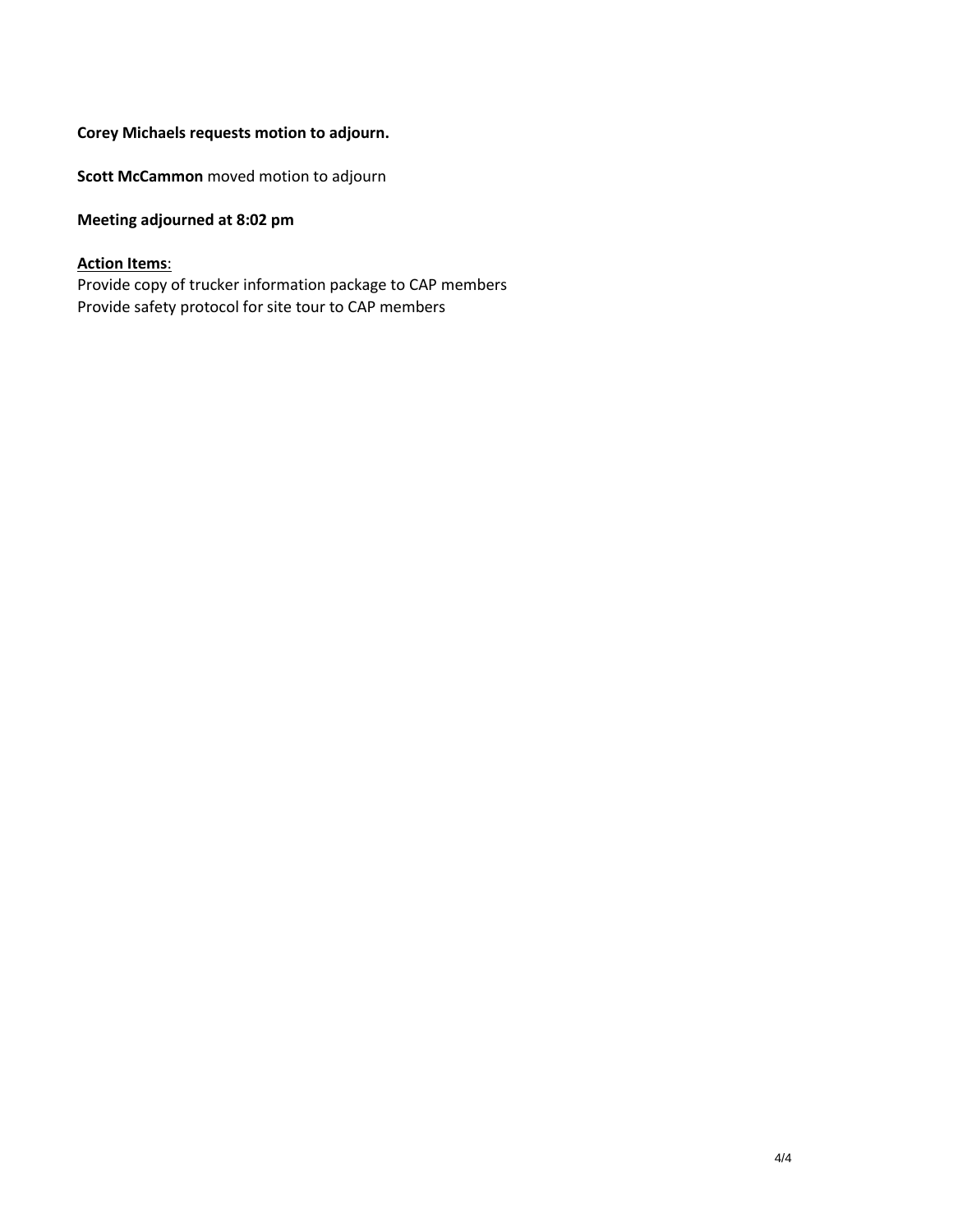**Corey Michaels requests motion to adjourn.**

**Scott McCammon** moved motion to adjourn

**Meeting adjourned at 8:02 pm**

**Action Items**:
Provide copy of trucker information package to CAP members
Provide safety protocol for site tour to CAP members